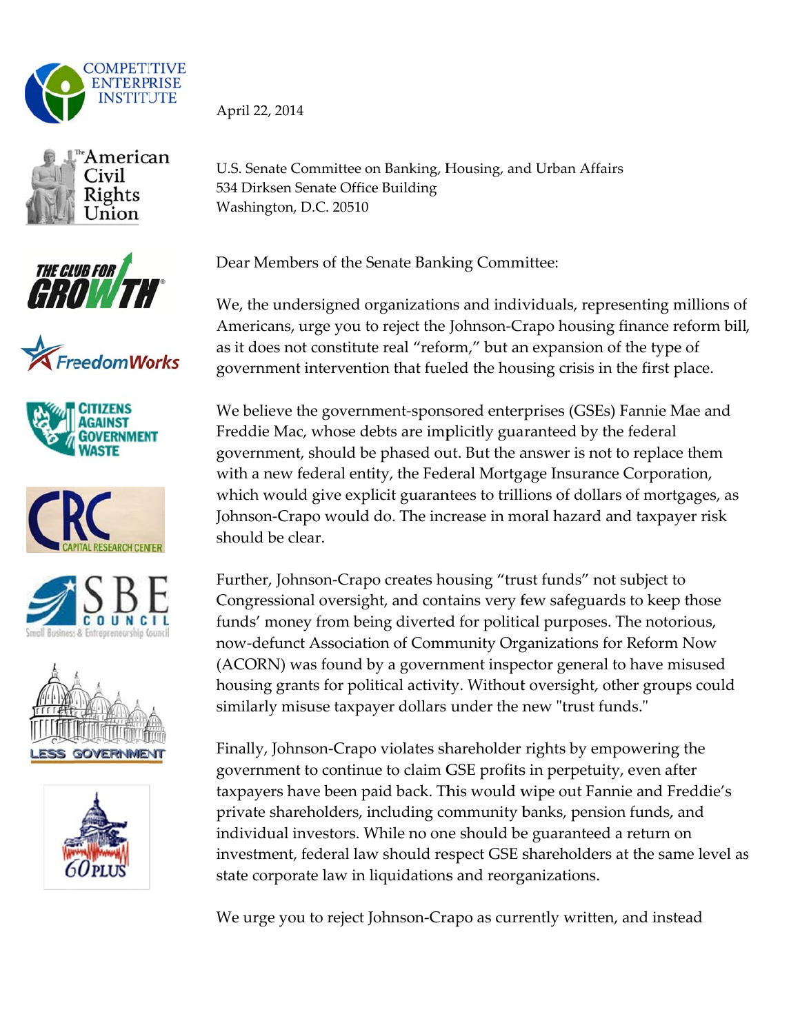April 22, 2014

U.S. Senate Committee on Banking, Housing, and Urban Affairs
534 Dirksen Senate Office Building
Washington, D.C. 20510

Dear Members of the Senate Banking Committee:

We, the undersigned organizations and individuals, representing millions of Americans, urge you to reject the Johnson-Crapo housing finance reform bill, as it does not constitute real "reform," but an expansion of the type of government intervention that fueled the housing crisis in the first place.

We believe the government-sponsored enterprises (GSEs) Fannie Mae and Freddie Mac, whose debts are implicitly guaranteed by the federal government, should be phased out. But the answer is not to replace them with a new federal entity, the Federal Mortgage Insurance Corporation, which would give explicit guarantees to trillions of dollars of mortgages, as Johnson-Crapo would do. The increase in moral hazard and taxpayer risk should be clear.

Further, Johnson-Crapo creates housing "trust funds" not subject to Congressional oversight, and contains very few safeguards to keep those funds' money from being diverted for political purposes. The notorious, now-defunct Association of Community Organizations for Reform Now (ACORN) was found by a government inspector general to have misused housing grants for political activity. Without oversight, other groups could similarly misuse taxpayer dollars under the new "trust funds."

Finally, Johnson-Crapo violates shareholder rights by empowering the government to continue to claim GSE profits in perpetuity, even after taxpayers have been paid back. This would wipe out Fannie and Freddie's private shareholders, including community banks, pension funds, and individual investors. While no one should be guaranteed a return on investment, federal law should respect GSE shareholders at the same level as state corporate law in liquidations and reorganizations.

We urge you to reject Johnson-Crapo as currently written, and instead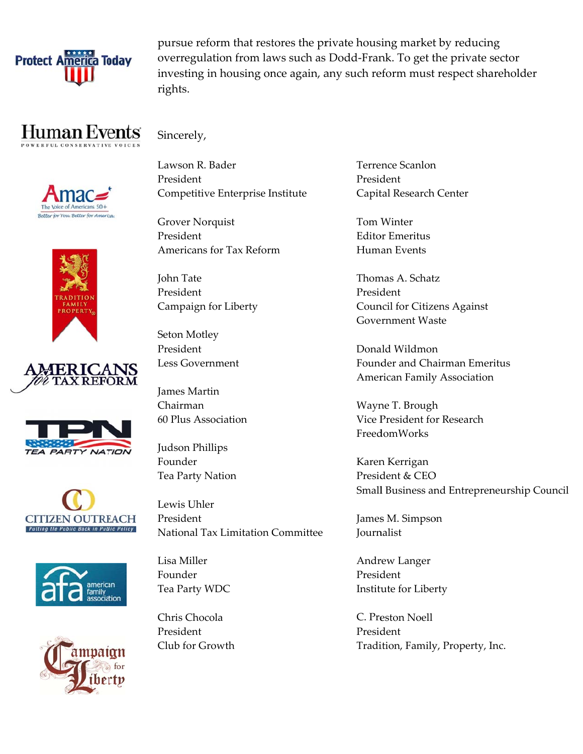pursue reform that restores the private housing market by reducing overregulation from laws such as Dodd-Frank. To get the private sector investing in housing once again, any such reform must respect shareholder rights.

Sincerely,

Lawson R. Bader
President
Competitive Enterprise Institute

Grover Norquist
President
Americans for Tax Reform

John Tate
President
Campaign for Liberty

Seton Motley
President
Less Government

James Martin
Chairman
60 Plus Association

Judson Phillips
Founder
Tea Party Nation

Lewis Uhler
President
National Tax Limitation Committee

Lisa Miller
Founder
Tea Party WDC

Chris Chocola
President
Club for Growth

Terrence Scanlon
President
Capital Research Center

Tom Winter
Editor Emeritus
Human Events

Thomas A. Schatz
President
Council for Citizens Against Government Waste

Donald Wildmon
Founder and Chairman Emeritus
American Family Association

Wayne T. Brough
Vice President for Research
FreedomWorks

Karen Kerrigan
President & CEO
Small Business and Entrepreneurship Council

James M. Simpson
Journalist

Andrew Langer
President
Institute for Liberty

C. Preston Noell
President
Tradition, Family, Property, Inc.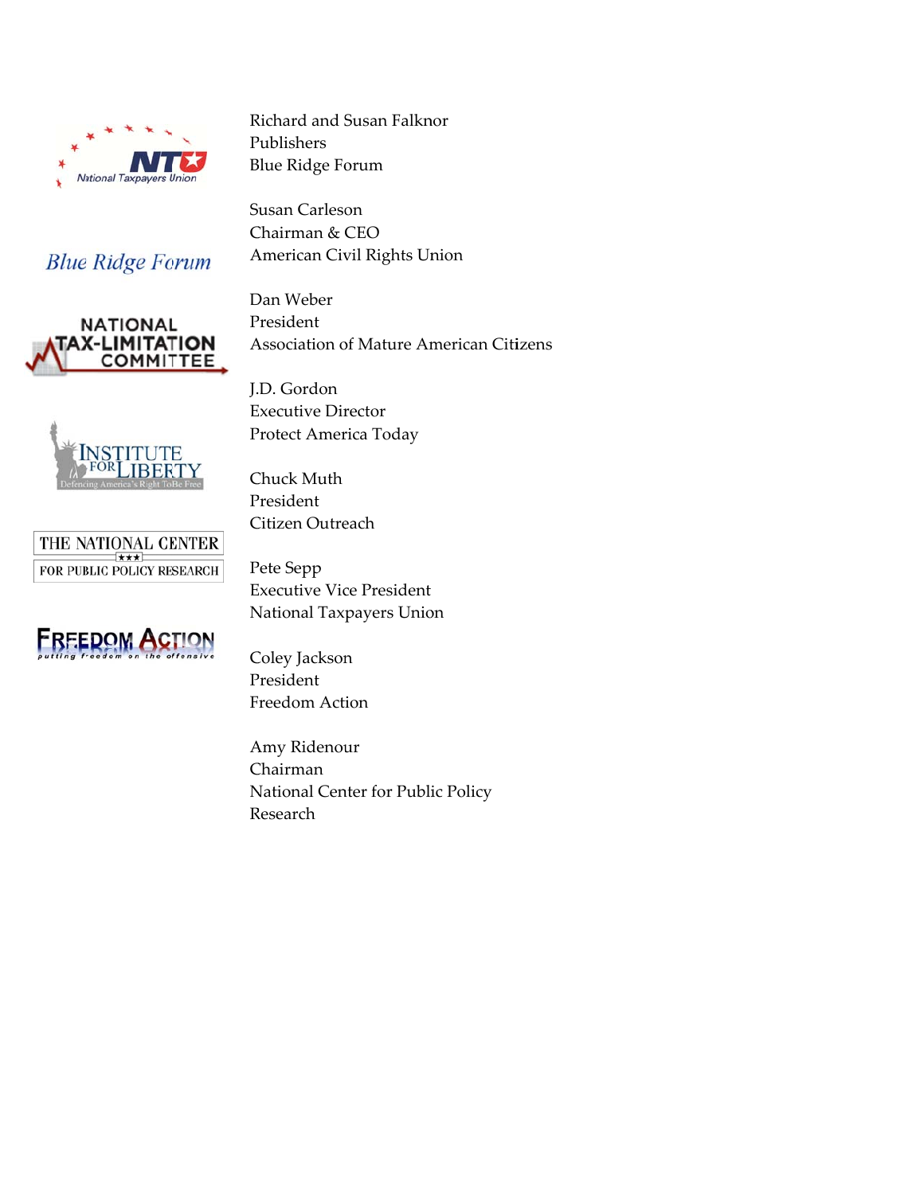Richard and Susan Falknor
Publishers
Blue Ridge Forum

Susan Carleson
Chairman & CEO
American Civil Rights Union

Dan Weber
President
Association of Mature American Citizens

J.D. Gordon
Executive Director
Protect America Today

Chuck Muth
President
Citizen Outreach

Pete Sepp
Executive Vice President
National Taxpayers Union

Coley Jackson
President
Freedom Action

Amy Ridenour
Chairman
National Center for Public Policy
Research